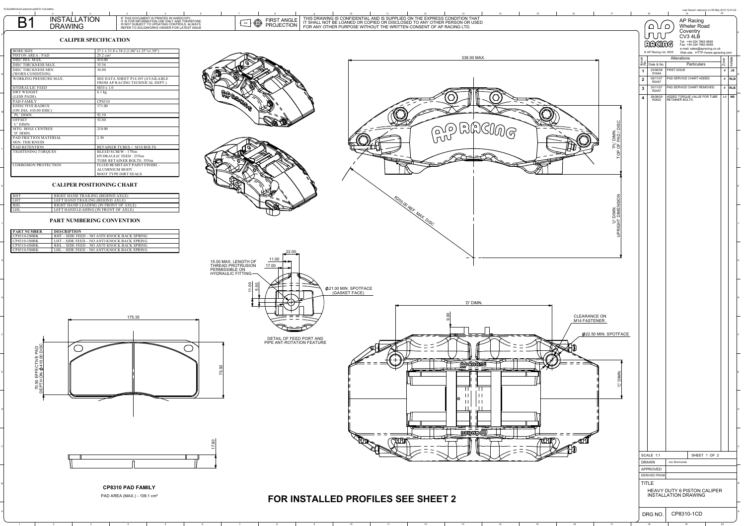# B1 INSTALLATION DRAWING

IF THIS DOCUMENT IS PRINTED IN HARDCOPY IT IS FOR INFORMATION USE ONLY AND THEREFORE IS NOT SUBJECT TO UPDATING CONTROLS. ALWAYS REFER TO SOLIDWORKS VIEWER FOR LATEST ISSUE

FIRST ANGLE PROJECTION

THIS DRAWING IS CONFIDENTIAL AND IS SUPPLIED ON THE EXPRESS CONDITION THAT IT SHALL NOT BE LOANED OR COPIED OR DISCLOSED TO ANY OTHER PERSON OR USED FOR ANY OTHER PURPOSE WITHOUT THE WRITTEN CONSENT OF AP RACING LTD.

## CALIPER SPECIFICATION

| | |
|---|---|
| BORE SIZE | 27.1 x 31.8 x 38.2 (1.06"x1.25"x1.50") |
| PISTON AREA / PAD | 25.2 $cm^2$ |
| DISC DIA. MAX. | 410.00 |
| DISC THICKNESS MAX. | 35.56 |
| DISC THICKNESS MIN. (WORN CONDITION) | 34.00 |
| WORKING PRESSURE MAX. | SEE DATA SHEET P14.105 (AVAILABLE FROM AP RACING TECHNICAL DEPT.) |
| HYDRAULIC FEED | M10 x 1.0 |
| DRY WEIGHT (LESS PADS) | 6.1 kg |
| PAD FAMILY | CP8310 |
| EFFECTIVE RADIUS (ON DIA. 410.00 DISC) | 171.00 |
| 'PL' DIMN. | 92.50 |
| OFFSET 'C' DIMN. | 52.00 |
| MTG. HOLE CENTRES 'D' DIMN. | 210.00 |
| PAD FRICTION MATERIAL MIN. THICKNESS | 2.50 |
| PAD RETENTION | RETAINER TUBES + M10 BOLTS |
| TIGHTENING TORQUES | BLEED SCREW : 17Nm<br>HYDRAULIC FEED : 25Nm<br>TUBE RETAINER BOLTS: 35Nm |
| CORROSION PROTECTION | FLUID RESISTANT PAINT FINISH – ALUMINIUM BODY.<br>BOOT TYPE DIRT SEALS. |

## CALIPER POSITIONING CHART

| | |
|---|---|
| RHT | RIGHT HAND TRAILING (BEHIND AXLE) |
| LHT | LEFT HAND TRAILING (BEHIND AXLE) |
| RHL | RIGHT HAND LEADING (IN FRONT OF AXLE) |
| LHL | LEFT HAND LEADING (IN FRONT OF AXLE) |

## PART NUMBERING CONVENTION

| PART NUMBER | DESCRIPTION |
|---|---|
| CP8310-2S0BK | RHT – SIDE FEED – NO ANTI KNOCK BACK SPRING |
| CP8310-3S0BK | LHT – SIDE FEED – NO ANTI KNOCK BACK SPRING |
| CP8310-4S0BK | RHL – SIDE FEED – NO ANTI KNOCK BACK SPRING |
| CP8310-5S0BK | LHL – SIDE FEED – NO ANTI KNOCK BACK SPRING |

338.00 MAX.

'PL' DIMN. TOP OF PAD / DISC

'U' DIMN. UPRIGHT DIMENSION

R205.00 REF. MAX DISC

15.00 MAX. LENGTH OF THREAD PROTRUSION PERMISSIBLE ON HYDRAULIC FITTING.

22.00 11.00 17.00 11.00 5.50

Ø21.00 MIN. SPOTFACE (GASKET FACE)

DETAIL OF FEED PORT AND PIPE ANT-ROTATION FEATURE

'D' DIMN.

9.00

CLEARANCE ON M14 FASTENER.

Ø22.50 MIN. SPOTFACE

'C' DIMN

175.35

75.50

70.50 EFFECTIVE PAD DEPTH ON Ø410.00 DISC

17.80

**CP8310 PAD FAMILY**

PAD AREA (MAX.) - 109.1 cm²

# FOR INSTALLED PROFILES SEE SHEET 2

AP Racing
Wheler Road
Coventry
CV3 4LB
Tel: +44 024 7663 9595
Fax: +44 024 7663 9559
e-mail: sales@apracing.co.uk
Web site: HTTP://www.apracing.com

© AP Racing Ltd. 2005

| Issue No. | Date & No. | Particulars | Zone | Initials |
|---|---|---|---|---|
| 1 | 20/06/06 R1644 | FIRST ISSUE | # | JS |
| 2 | 08/11/07 R2457 | PAD SERVICE CHART ADDED. | # | RLB |
| 3 | 30/11/07 R2457 | PAD SERVICE CHART REMOVED. | # | RLB |
| 4 | 28/08/09 R2822 | ADDED TORQUE VALUE FOR TUBE RETAINER BOLTS. | L4 | NS |

| | |
|---|---|
| SCALE 1:1 | SHEET 1 OF 2 |
| DRAWN | Jon Simmonds |
| APPROVED | |
| DERIVED FROM | |
| TITLE | HEAVY DUTY 6 PISTON CALIPER INSTALLATION DRAWING |
| DRG NO. | CP8310-1CD |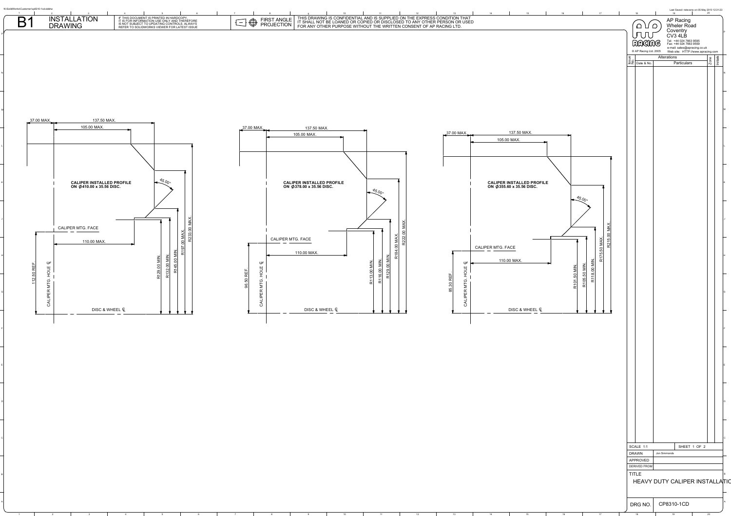# INSTALLATION DRAWING

IF THIS DOCUMENT IS PRINTED IN HARDCOPY IT IS FOR INFORMATION USE ONLY AND THEREFORE IS NOT SUBJECT TO UPDATING CONTROLS. ALWAYS REFER TO SOLIDWORKS VIEWER FOR LATEST ISSUE

FIRST ANGLE PROJECTION

THIS DRAWING IS CONFIDENTIAL AND IS SUPPLIED ON THE EXPRESS CONDITION THAT IT SHALL NOT BE LOANED OR COPIED OR DISCLOSED TO ANY OTHER PERSON OR USED FOR ANY OTHER PURPOSE WITHOUT THE WRITTEN CONSENT OF AP RACING LTD.

**CALIPER INSTALLED PROFILE ON Ø410.00 x 35.56 DISC.**

37.00 MAX.
137.50 MAX.
105.00 MAX.
45.00°
CALIPER MTG. FACE
110.00 MAX.
112.50 REF.
CALIPER MTG. HOLE ℄
DISC & WHEEL ℄
R129.00 MIN.
R132.00 MIN.
R145.00 MIN.
R197.00 MAX.
R233.00 MAX.

**CALIPER INSTALLED PROFILE ON Ø378.00 x 35.56 DISC.**

37.00 MAX.
137.50 MAX.
105.00 MAX.
45.00°
CALIPER MTG. FACE
110.00 MAX.
96.50 REF.
CALIPER MTG. HOLE ℄
DISC & WHEEL ℄
R113.00 MIN.
R116.00 MIN.
R129.00 MIN.
R184.00 MAX.
R222.00 MAX.

**CALIPER INSTALLED PROFILE ON Ø355.60 x 35.56 DISC.**

37.00 MAX.
137.50 MAX.
105.00 MAX.
45.00°
CALIPER MTG. FACE
110.00 MAX.
85.30 REF.
CALIPER MTG. HOLE ℄
DISC & WHEEL ℄
R101.50 MIN.
R105.50 MIN.
R118.00 MIN.
R175.50 MAX.
R215.00 MAX.

AP Racing
Wheler Road
Coventry
CV3 4LB
Tel: +44 024 7663 9595
Fax: +44 024 7663 9559
e-mail: sales@apracing.co.uk
Web site: HTTP://www.apracing.com

© AP Racing Ltd. 2005

Alterations

| Issue No. | Date & No. | Particulars | Zone | Initials |
|---|---|---|---|---|
| | | | | |

SCALE 1:1
SHEET 1 OF 2
DRAWN: Jon Simmonds
APPROVED
DERIVED FROM
TITLE: HEAVY DUTY CALIPER INSTALLATIC
DRG NO. CP8310-1CD